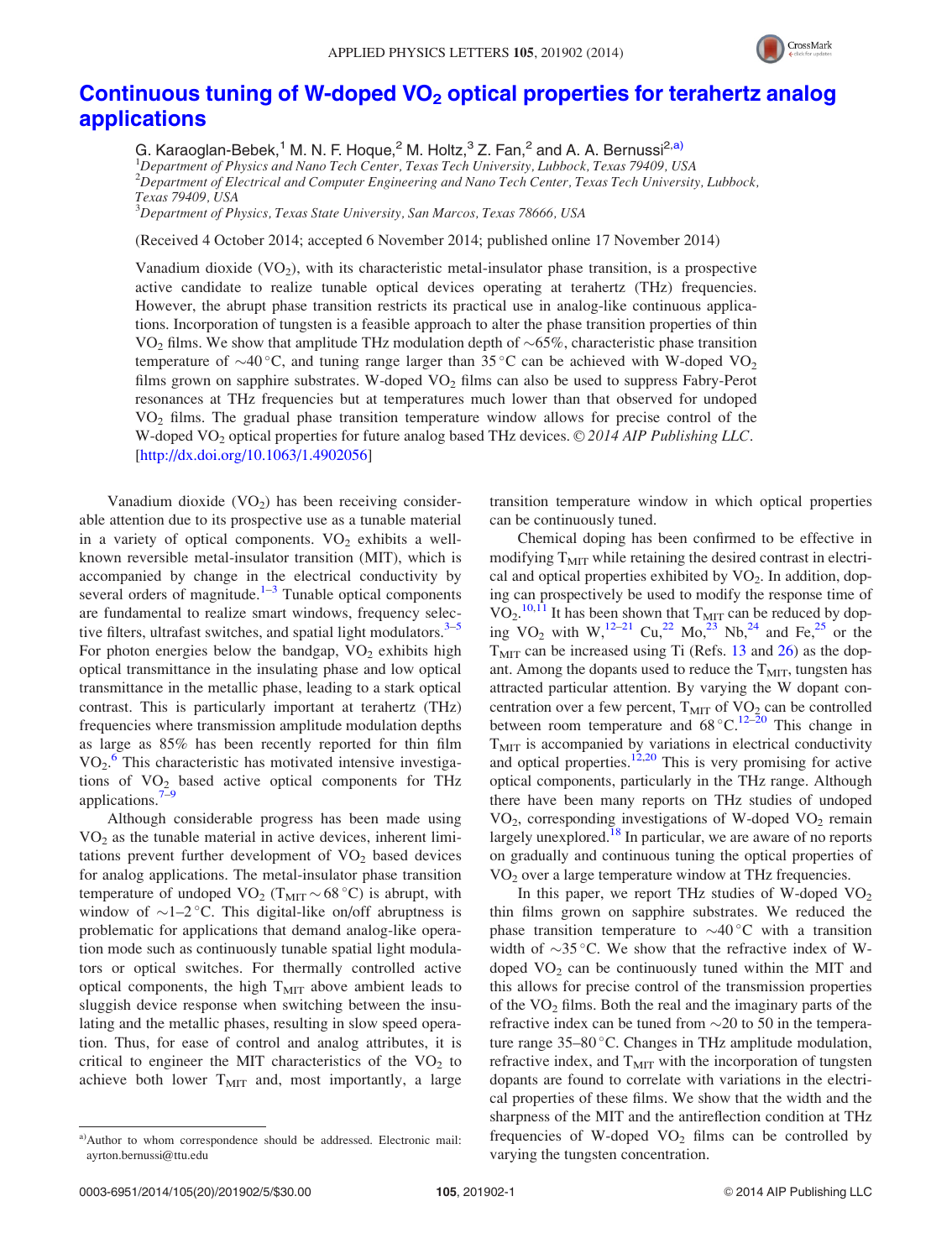# Continuous tuning of W-doped $VO_2$ optical properties for terahertz analog applications

G. Karaoglan-Bebek,[1] M. N. F. Hoque,[2] M. Holtz,[3] Z. Fan,[2] and A. A. Bernussi[2,a)]

[1]*Department of Physics and Nano Tech Center, Texas Tech University, Lubbock, Texas 79409, USA*
[2]*Department of Electrical and Computer Engineering and Nano Tech Center, Texas Tech University, Lubbock, Texas 79409, USA*
[3]*Department of Physics, Texas State University, San Marcos, Texas 78666, USA*

(Received 4 October 2014; accepted 6 November 2014; published online 17 November 2014)

Vanadium dioxide ($VO_2$), with its characteristic metal-insulator phase transition, is a prospective active candidate to realize tunable optical devices operating at terahertz (THz) frequencies. However, the abrupt phase transition restricts its practical use in analog-like continuous applications. Incorporation of tungsten is a feasible approach to alter the phase transition properties of thin $VO_2$ films. We show that amplitude THz modulation depth of ~65%, characteristic phase transition temperature of ~40 °C, and tuning range larger than 35 °C can be achieved with W-doped $VO_2$ films grown on sapphire substrates. W-doped $VO_2$ films can also be used to suppress Fabry-Perot resonances at THz frequencies but at temperatures much lower than that observed for undoped $VO_2$ films. The gradual phase transition temperature window allows for precise control of the W-doped $VO_2$ optical properties for future analog based THz devices. © *2014 AIP Publishing LLC*. [http://dx.doi.org/10.1063/1.4902056]

Vanadium dioxide ($VO_2$) has been receiving considerable attention due to its prospective use as a tunable material in a variety of optical components. $VO_2$ exhibits a well-known reversible metal-insulator transition (MIT), which is accompanied by change in the electrical conductivity by several orders of magnitude.[1–3] Tunable optical components are fundamental to realize smart windows, frequency selective filters, ultrafast switches, and spatial light modulators.[3–5] For photon energies below the bandgap, $VO_2$ exhibits high optical transmittance in the insulating phase and low optical transmittance in the metallic phase, leading to a stark optical contrast. This is particularly important at terahertz (THz) frequencies where transmission amplitude modulation depths as large as 85% has been recently reported for thin film $VO_2$.[6] This characteristic has motivated intensive investigations of $VO_2$ based active optical components for THz applications.[7–9]

Although considerable progress has been made using $VO_2$ as the tunable material in active devices, inherent limitations prevent further development of $VO_2$ based devices for analog applications. The metal-insulator phase transition temperature of undoped $VO_2$ ($T_{MIT} \sim 68\,°C$) is abrupt, with window of ~1–2 °C. This digital-like on/off abruptness is problematic for applications that demand analog-like operation mode such as continuously tunable spatial light modulators or optical switches. For thermally controlled active optical components, the high $T_{MIT}$ above ambient leads to sluggish device response when switching between the insulating and the metallic phases, resulting in slow speed operation. Thus, for ease of control and analog attributes, it is critical to engineer the MIT characteristics of the $VO_2$ to achieve both lower $T_{MIT}$ and, most importantly, a large transition temperature window in which optical properties can be continuously tuned.

Chemical doping has been confirmed to be effective in modifying $T_{MIT}$ while retaining the desired contrast in electrical and optical properties exhibited by $VO_2$. In addition, doping can prospectively be used to modify the response time of $VO_2$.[10,11] It has been shown that $T_{MIT}$ can be reduced by doping $VO_2$ with W,[12–21] Cu,[22] Mo,[23] Nb,[24] and Fe,[25] or the $T_{MIT}$ can be increased using Ti (Refs. 13 and 26) as the dopant. Among the dopants used to reduce the $T_{MIT}$, tungsten has attracted particular attention. By varying the W dopant concentration over a few percent, $T_{MIT}$ of $VO_2$ can be controlled between room temperature and 68 °C.[12–20] This change in $T_{MIT}$ is accompanied by variations in electrical conductivity and optical properties.[12,20] This is very promising for active optical components, particularly in the THz range. Although there have been many reports on THz studies of undoped $VO_2$, corresponding investigations of W-doped $VO_2$ remain largely unexplored.[18] In particular, we are aware of no reports on gradually and continuous tuning the optical properties of $VO_2$ over a large temperature window at THz frequencies.

In this paper, we report THz studies of W-doped $VO_2$ thin films grown on sapphire substrates. We reduced the phase transition temperature to ~40 °C with a transition width of ~35 °C. We show that the refractive index of W-doped $VO_2$ can be continuously tuned within the MIT and this allows for precise control of the transmission properties of the $VO_2$ films. Both the real and the imaginary parts of the refractive index can be tuned from ~20 to 50 in the temperature range 35–80 °C. Changes in THz amplitude modulation, refractive index, and $T_{MIT}$ with the incorporation of tungsten dopants are found to correlate with variations in the electrical properties of these films. We show that the width and the sharpness of the MIT and the antireflection condition at THz frequencies of W-doped $VO_2$ films can be controlled by varying the tungsten concentration.

---

a)Author to whom correspondence should be addressed. Electronic mail: ayrton.bernussi@ttu.edu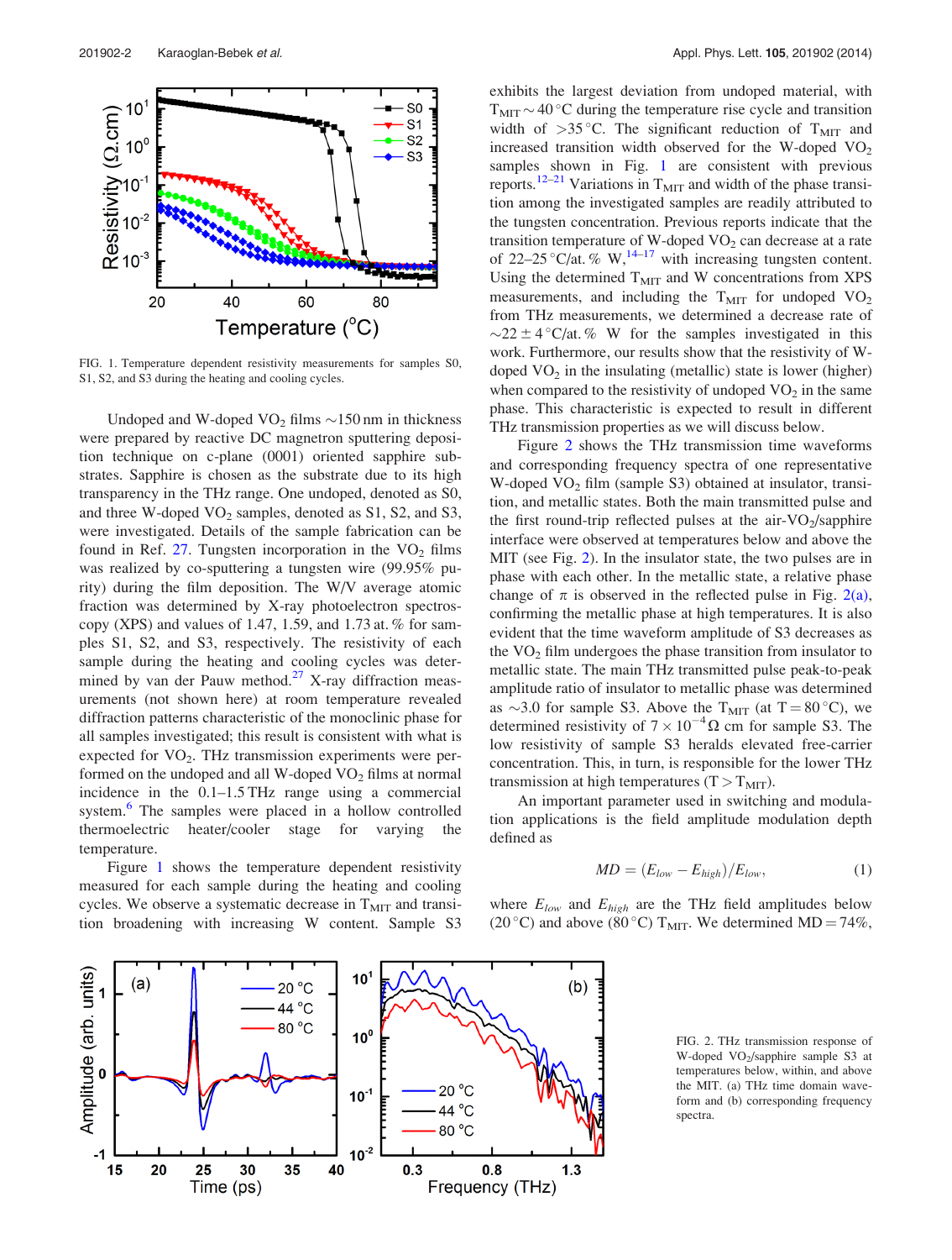FIG. 1. Temperature dependent resistivity measurements for samples S0, S1, S2, and S3 during the heating and cooling cycles.

Undoped and W-doped $VO_2$ films ~150 nm in thickness were prepared by reactive DC magnetron sputtering deposition technique on c-plane (0001) oriented sapphire substrates. Sapphire is chosen as the substrate due to its high transparency in the THz range. One undoped, denoted as S0, and three W-doped $VO_2$ samples, denoted as S1, S2, and S3, were investigated. Details of the sample fabrication can be found in Ref. 27. Tungsten incorporation in the $VO_2$ films was realized by co-sputtering a tungsten wire (99.95% purity) during the film deposition. The W/V average atomic fraction was determined by X-ray photoelectron spectroscopy (XPS) and values of 1.47, 1.59, and 1.73 at. % for samples S1, S2, and S3, respectively. The resistivity of each sample during the heating and cooling cycles was determined by van der Pauw method.[27] X-ray diffraction measurements (not shown here) at room temperature revealed diffraction patterns characteristic of the monoclinic phase for all samples investigated; this result is consistent with what is expected for $VO_2$. THz transmission experiments were performed on the undoped and all W-doped $VO_2$ films at normal incidence in the 0.1–1.5 THz range using a commercial system.[6] The samples were placed in a hollow controlled thermoelectric heater/cooler stage for varying the temperature.

Figure 1 shows the temperature dependent resistivity measured for each sample during the heating and cooling cycles. We observe a systematic decrease in $T_{MIT}$ and transition broadening with increasing W content. Sample S3 exhibits the largest deviation from undoped material, with $T_{MIT} \sim 40\,^{\circ}C$ during the temperature rise cycle and transition width of $>35\,^{\circ}C$. The significant reduction of $T_{MIT}$ and increased transition width observed for the W-doped $VO_2$ samples shown in Fig. 1 are consistent with previous reports.[12–21] Variations in $T_{MIT}$ and width of the phase transition among the investigated samples are readily attributed to the tungsten concentration. Previous reports indicate that the transition temperature of W-doped $VO_2$ can decrease at a rate of 22–25 °C/at. % W,[14–17] with increasing tungsten content. Using the determined $T_{MIT}$ and W concentrations from XPS measurements, and including the $T_{MIT}$ for undoped $VO_2$ from THz measurements, we determined a decrease rate of $\sim 22 \pm 4\,^{\circ}C$/at. % W for the samples investigated in this work. Furthermore, our results show that the resistivity of W-doped $VO_2$ in the insulating (metallic) state is lower (higher) when compared to the resistivity of undoped $VO_2$ in the same phase. This characteristic is expected to result in different THz transmission properties as we will discuss below.

Figure 2 shows the THz transmission time waveforms and corresponding frequency spectra of one representative W-doped $VO_2$ film (sample S3) obtained at insulator, transition, and metallic states. Both the main transmitted pulse and the first round-trip reflected pulses at the air-$VO_2$/sapphire interface were observed at temperatures below and above the MIT (see Fig. 2). In the insulator state, the two pulses are in phase with each other. In the metallic state, a relative phase change of $\pi$ is observed in the reflected pulse in Fig. 2(a), confirming the metallic phase at high temperatures. It is also evident that the time waveform amplitude of S3 decreases as the $VO_2$ film undergoes the phase transition from insulator to metallic state. The main THz transmitted pulse peak-to-peak amplitude ratio of insulator to metallic phase was determined as ~3.0 for sample S3. Above the $T_{MIT}$ (at $T = 80\,^{\circ}C$), we determined resistivity of $7 \times 10^{-4}\,\Omega$ cm for sample S3. The low resistivity of sample S3 heralds elevated free-carrier concentration. This, in turn, is responsible for the lower THz transmission at high temperatures ($T > T_{MIT}$).

An important parameter used in switching and modulation applications is the field amplitude modulation depth defined as

$$MD = (E_{low} - E_{high})/E_{low}, \tag{1}$$

where $E_{low}$ and $E_{high}$ are the THz field amplitudes below (20 °C) and above (80 °C) $T_{MIT}$. We determined MD = 74%,

FIG. 2. THz transmission response of W-doped $VO_2$/sapphire sample S3 at temperatures below, within, and above the MIT. (a) THz time domain waveform and (b) corresponding frequency spectra.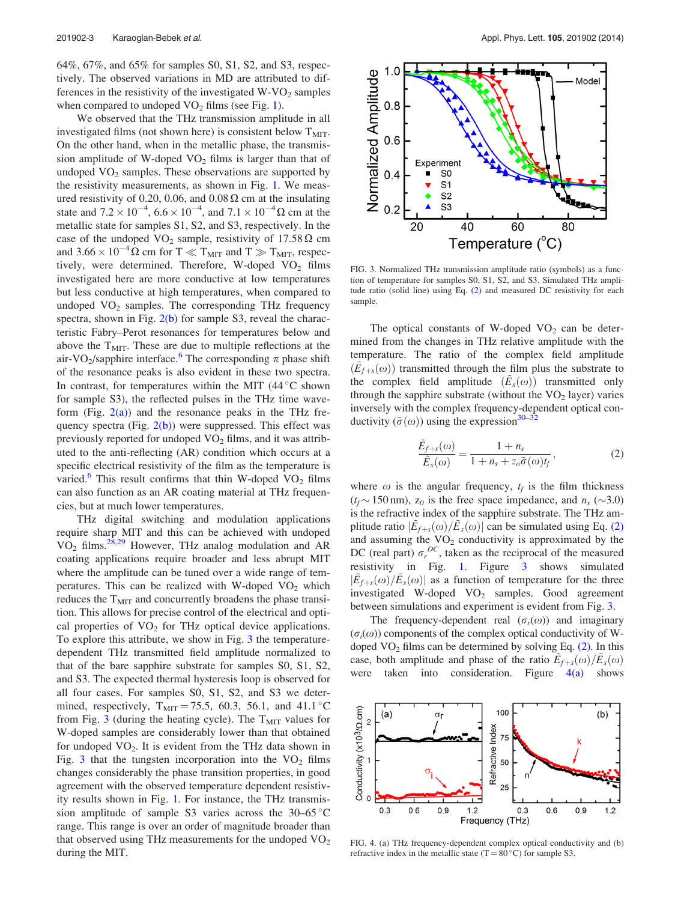64%, 67%, and 65% for samples S0, S1, S2, and S3, respectively. The observed variations in MD are attributed to differences in the resistivity of the investigated W-$VO_2$ samples when compared to undoped $VO_2$ films (see Fig. 1).

We observed that the THz transmission amplitude in all investigated films (not shown here) is consistent below $T_{MIT}$. On the other hand, when in the metallic phase, the transmission amplitude of W-doped $VO_2$ films is larger than that of undoped $VO_2$ samples. These observations are supported by the resistivity measurements, as shown in Fig. 1. We measured resistivity of 0.20, 0.06, and 0.08 Ω cm at the insulating state and $7.2 \times 10^{-4}$, $6.6 \times 10^{-4}$, and $7.1 \times 10^{-4}$ Ω cm at the metallic state for samples S1, S2, and S3, respectively. In the case of the undoped $VO_2$ sample, resistivity of 17.58 Ω cm and $3.66 \times 10^{-4}$ Ω cm for $T \ll T_{MIT}$ and $T \gg T_{MIT}$, respectively, were determined. Therefore, W-doped $VO_2$ films investigated here are more conductive at low temperatures but less conductive at high temperatures, when compared to undoped $VO_2$ samples. The corresponding THz frequency spectra, shown in Fig. 2(b) for sample S3, reveal the characteristic Fabry–Perot resonances for temperatures below and above the $T_{MIT}$. These are due to multiple reflections at the air-$VO_2$/sapphire interface.[6] The corresponding $\pi$ phase shift of the resonance peaks is also evident in these two spectra. In contrast, for temperatures within the MIT (44 °C shown for sample S3), the reflected pulses in the THz time waveform (Fig. 2(a)) and the resonance peaks in the THz frequency spectra (Fig. 2(b)) were suppressed. This effect was previously reported for undoped $VO_2$ films, and it was attributed to the anti-reflecting (AR) condition which occurs at a specific electrical resistivity of the film as the temperature is varied.[6] This result confirms that thin W-doped $VO_2$ films can also function as an AR coating material at THz frequencies, but at much lower temperatures.

THz digital switching and modulation applications require sharp MIT and this can be achieved with undoped $VO_2$ films.[28,29] However, THz analog modulation and AR coating applications require broader and less abrupt MIT where the amplitude can be tuned over a wide range of temperatures. This can be realized with W-doped $VO_2$ which reduces the $T_{MIT}$ and concurrently broadens the phase transition. This allows for precise control of the electrical and optical properties of $VO_2$ for THz optical device applications. To explore this attribute, we show in Fig. 3 the temperature-dependent THz transmitted field amplitude normalized to that of the bare sapphire substrate for samples S0, S1, S2, and S3. The expected thermal hysteresis loop is observed for all four cases. For samples S0, S1, S2, and S3 we determined, respectively, $T_{MIT} = 75.5$, 60.3, 56.1, and 41.1 °C from Fig. 3 (during the heating cycle). The $T_{MIT}$ values for W-doped samples are considerably lower than that obtained for undoped $VO_2$. It is evident from the THz data shown in Fig. 3 that the tungsten incorporation into the $VO_2$ films changes considerably the phase transition properties, in good agreement with the observed temperature dependent resistivity results shown in Fig. 1. For instance, the THz transmission amplitude of sample S3 varies across the 30–65 °C range. This range is over an order of magnitude broader than that observed using THz measurements for the undoped $VO_2$ during the MIT.

FIG. 3. Normalized THz transmission amplitude ratio (symbols) as a function of temperature for samples S0, S1, S2, and S3. Simulated THz amplitude ratio (solid line) using Eq. (2) and measured DC resistivity for each sample.

The optical constants of W-doped $VO_2$ can be determined from the changes in THz relative amplitude with the temperature. The ratio of the complex field amplitude $(\tilde{E}_{f+s}(\omega))$ transmitted through the film plus the substrate to the complex field amplitude $(\tilde{E}_s(\omega))$ transmitted only through the sapphire substrate (without the $VO_2$ layer) varies inversely with the complex frequency-dependent optical conductivity $(\tilde{\sigma}(\omega))$ using the expression[30–32]

$$\frac{\tilde{E}_{f+s}(\omega)}{\tilde{E}_s(\omega)} = \frac{1+n_s}{1+n_s+z_o\tilde{\sigma}(\omega)t_f}, \tag{2}$$

where $\omega$ is the angular frequency, $t_f$ is the film thickness ($t_f \sim 150$ nm), $z_0$ is the free space impedance, and $n_s$ ($\sim 3.0$) is the refractive index of the sapphire substrate. The THz amplitude ratio $|\tilde{E}_{f+s}(\omega)/\tilde{E}_s(\omega)|$ can be simulated using Eq. (2) and assuming the $VO_2$ conductivity is approximated by the DC (real part) $\sigma_r^{DC}$, taken as the reciprocal of the measured resistivity in Fig. 1. Figure 3 shows simulated $|\tilde{E}_{f+s}(\omega)/\tilde{E}_s(\omega)|$ as a function of temperature for the three investigated W-doped $VO_2$ samples. Good agreement between simulations and experiment is evident from Fig. 3.

The frequency-dependent real ($\sigma_r(\omega)$) and imaginary ($\sigma_i(\omega)$) components of the complex optical conductivity of W-doped $VO_2$ films can be determined by solving Eq. (2). In this case, both amplitude and phase of the ratio $\tilde{E}_{f+s}(\omega)/\tilde{E}_s(\omega)$ were taken into consideration. Figure 4(a) shows

FIG. 4. (a) THz frequency-dependent complex optical conductivity and (b) refractive index in the metallic state (T = 80 °C) for sample S3.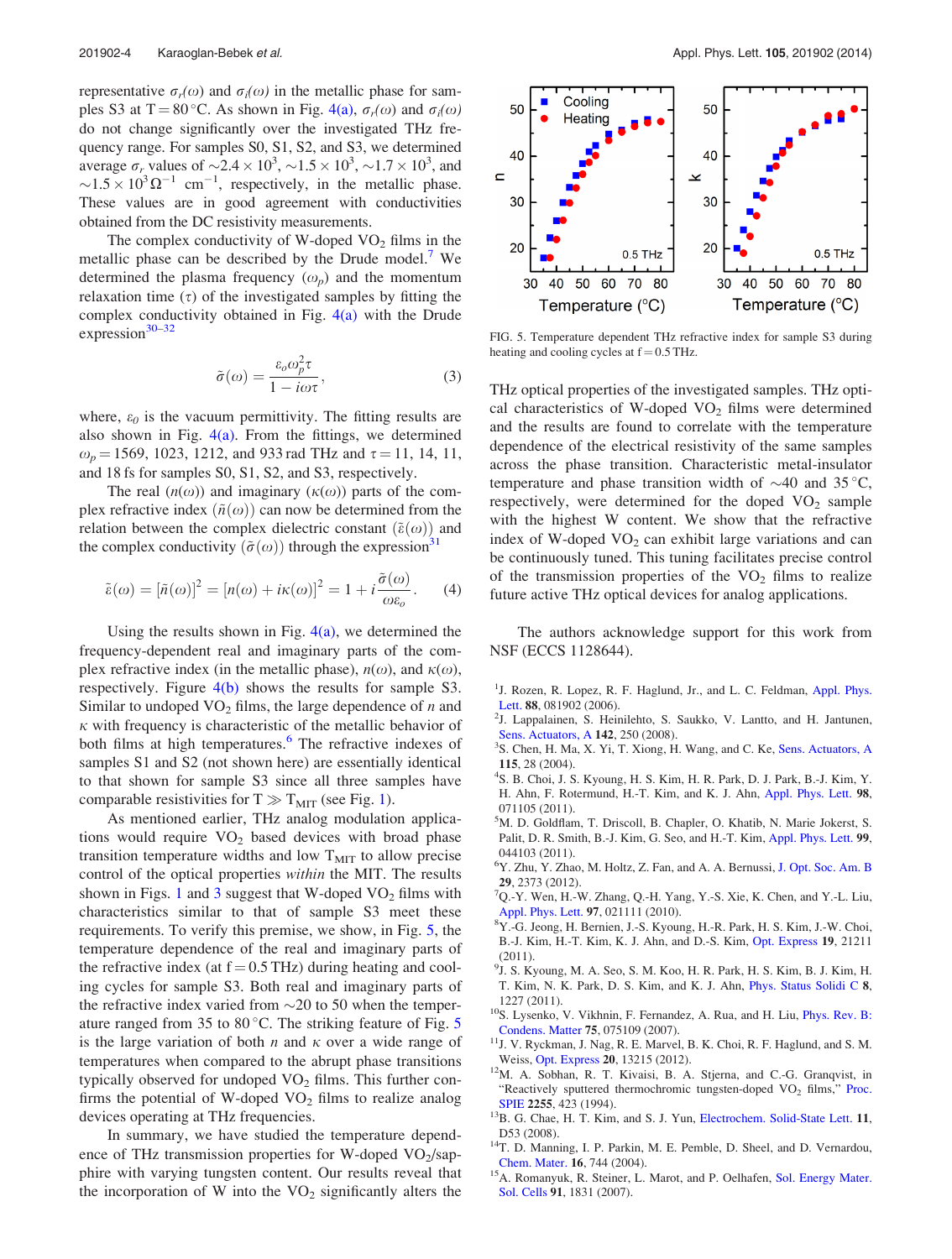representative $\sigma_r(\omega)$ and $\sigma_i(\omega)$ in the metallic phase for samples S3 at T = 80 °C. As shown in Fig. 4(a), $\sigma_r(\omega)$ and $\sigma_i(\omega)$ do not change significantly over the investigated THz frequency range. For samples S0, S1, S2, and S3, we determined average $\sigma_r$ values of $\sim 2.4 \times 10^3$, $\sim 1.5 \times 10^3$, $\sim 1.7 \times 10^3$, and $\sim 1.5 \times 10^3 \Omega^{-1}$ cm$^{-1}$, respectively, in the metallic phase. These values are in good agreement with conductivities obtained from the DC resistivity measurements.

The complex conductivity of W-doped $VO_2$ films in the metallic phase can be described by the Drude model.[7] We determined the plasma frequency ($\omega_p$) and the momentum relaxation time ($\tau$) of the investigated samples by fitting the complex conductivity obtained in Fig. 4(a) with the Drude expression[30–32]

$$\tilde{\sigma}(\omega) = \frac{\varepsilon_o \omega_p^2 \tau}{1 - i\omega\tau}, \tag{3}$$

where, $\varepsilon_0$ is the vacuum permittivity. The fitting results are also shown in Fig. 4(a). From the fittings, we determined $\omega_p$ = 1569, 1023, 1212, and 933 rad THz and $\tau$ = 11, 14, 11, and 18 fs for samples S0, S1, S2, and S3, respectively.

The real ($n(\omega)$) and imaginary ($\kappa(\omega)$) parts of the complex refractive index ($\tilde{n}(\omega)$) can now be determined from the relation between the complex dielectric constant ($\tilde{\varepsilon}(\omega)$) and the complex conductivity ($\tilde{\sigma}(\omega)$) through the expression[31]

$$\tilde{\varepsilon}(\omega) = [\tilde{n}(\omega)]^2 = [n(\omega) + i\kappa(\omega)]^2 = 1 + i\frac{\tilde{\sigma}(\omega)}{\omega\varepsilon_o}. \tag{4}$$

Using the results shown in Fig. 4(a), we determined the frequency-dependent real and imaginary parts of the complex refractive index (in the metallic phase), $n(\omega)$, and $\kappa(\omega)$, respectively. Figure 4(b) shows the results for sample S3. Similar to undoped $VO_2$ films, the large dependence of $n$ and $\kappa$ with frequency is characteristic of the metallic behavior of both films at high temperatures.[6] The refractive indexes of samples S1 and S2 (not shown here) are essentially identical to that shown for sample S3 since all three samples have comparable resistivities for T $\gg$ $T_{MIT}$ (see Fig. 1).

As mentioned earlier, THz analog modulation applications would require $VO_2$ based devices with broad phase transition temperature widths and low $T_{MIT}$ to allow precise control of the optical properties *within* the MIT. The results shown in Figs. 1 and 3 suggest that W-doped $VO_2$ films with characteristics similar to that of sample S3 meet these requirements. To verify this premise, we show, in Fig. 5, the temperature dependence of the real and imaginary parts of the refractive index (at f = 0.5 THz) during heating and cooling cycles for sample S3. Both real and imaginary parts of the refractive index varied from ~20 to 50 when the temperature ranged from 35 to 80 °C. The striking feature of Fig. 5 is the large variation of both $n$ and $\kappa$ over a wide range of temperatures when compared to the abrupt phase transitions typically observed for undoped $VO_2$ films. This further confirms the potential of W-doped $VO_2$ films to realize analog devices operating at THz frequencies.

In summary, we have studied the temperature dependence of THz transmission properties for W-doped $VO_2$/sapphire with varying tungsten content. Our results reveal that the incorporation of W into the $VO_2$ significantly alters the THz optical properties of the investigated samples. THz optical characteristics of W-doped $VO_2$ films were determined and the results are found to correlate with the temperature dependence of the electrical resistivity of the same samples across the phase transition. Characteristic metal-insulator temperature and phase transition width of ~40 and 35 °C, respectively, were determined for the doped $VO_2$ sample with the highest W content. We show that the refractive index of W-doped $VO_2$ can exhibit large variations and can be continuously tuned. This tuning facilitates precise control of the transmission properties of the $VO_2$ films to realize future active THz optical devices for analog applications.

FIG. 5. Temperature dependent THz refractive index for sample S3 during heating and cooling cycles at f = 0.5 THz.

The authors acknowledge support for this work from NSF (ECCS 1128644).

[1] J. Rozen, R. Lopez, R. F. Haglund, Jr., and L. C. Feldman, Appl. Phys. Lett. **88**, 081902 (2006).
[2] J. Lappalainen, S. Heinilehto, S. Saukko, V. Lantto, and H. Jantunen, Sens. Actuators, A **142**, 250 (2008).
[3] S. Chen, H. Ma, X. Yi, T. Xiong, H. Wang, and C. Ke, Sens. Actuators, A **115**, 28 (2004).
[4] S. B. Choi, J. S. Kyoung, H. S. Kim, H. R. Park, D. J. Park, B.-J. Kim, Y. H. Ahn, F. Rotermund, H.-T. Kim, and K. J. Ahn, Appl. Phys. Lett. **98**, 071105 (2011).
[5] M. D. Goldflam, T. Driscoll, B. Chapler, O. Khatib, N. Marie Jokerst, S. Palit, D. R. Smith, B.-J. Kim, G. Seo, and H.-T. Kim, Appl. Phys. Lett. **99**, 044103 (2011).
[6] Y. Zhu, Y. Zhao, M. Holtz, Z. Fan, and A. A. Bernussi, J. Opt. Soc. Am. B **29**, 2373 (2012).
[7] Q.-Y. Wen, H.-W. Zhang, Q.-H. Yang, Y.-S. Xie, K. Chen, and Y.-L. Liu, Appl. Phys. Lett. **97**, 021111 (2010).
[8] Y.-G. Jeong, H. Bernien, J.-S. Kyoung, H.-R. Park, H. S. Kim, J.-W. Choi, B.-J. Kim, H.-T. Kim, K. J. Ahn, and D.-S. Kim, Opt. Express **19**, 21211 (2011).
[9] J. S. Kyoung, M. A. Seo, S. M. Koo, H. R. Park, H. S. Kim, B. J. Kim, H. T. Kim, N. K. Park, D. S. Kim, and K. J. Ahn, Phys. Status Solidi C **8**, 1227 (2011).
[10] S. Lysenko, V. Vikhnin, F. Fernandez, A. Rua, and H. Liu, Phys. Rev. B: Condens. Matter **75**, 075109 (2007).
[11] J. V. Ryckman, J. Nag, R. E. Marvel, B. K. Choi, R. F. Haglund, and S. M. Weiss, Opt. Express **20**, 13215 (2012).
[12] M. A. Sobhan, R. T. Kivaisi, B. A. Stjerna, and C.-G. Granqvist, in "Reactively sputtered thermochromic tungsten-doped $VO_2$ films," Proc. SPIE **2255**, 423 (1994).
[13] B. G. Chae, H. T. Kim, and S. J. Yun, Electrochem. Solid-State Lett. **11**, D53 (2008).
[14] T. D. Manning, I. P. Parkin, M. E. Pemble, D. Sheel, and D. Vernardou, Chem. Mater. **16**, 744 (2004).
[15] A. Romanyuk, R. Steiner, L. Marot, and P. Oelhafen, Sol. Energy Mater. Sol. Cells **91**, 1831 (2007).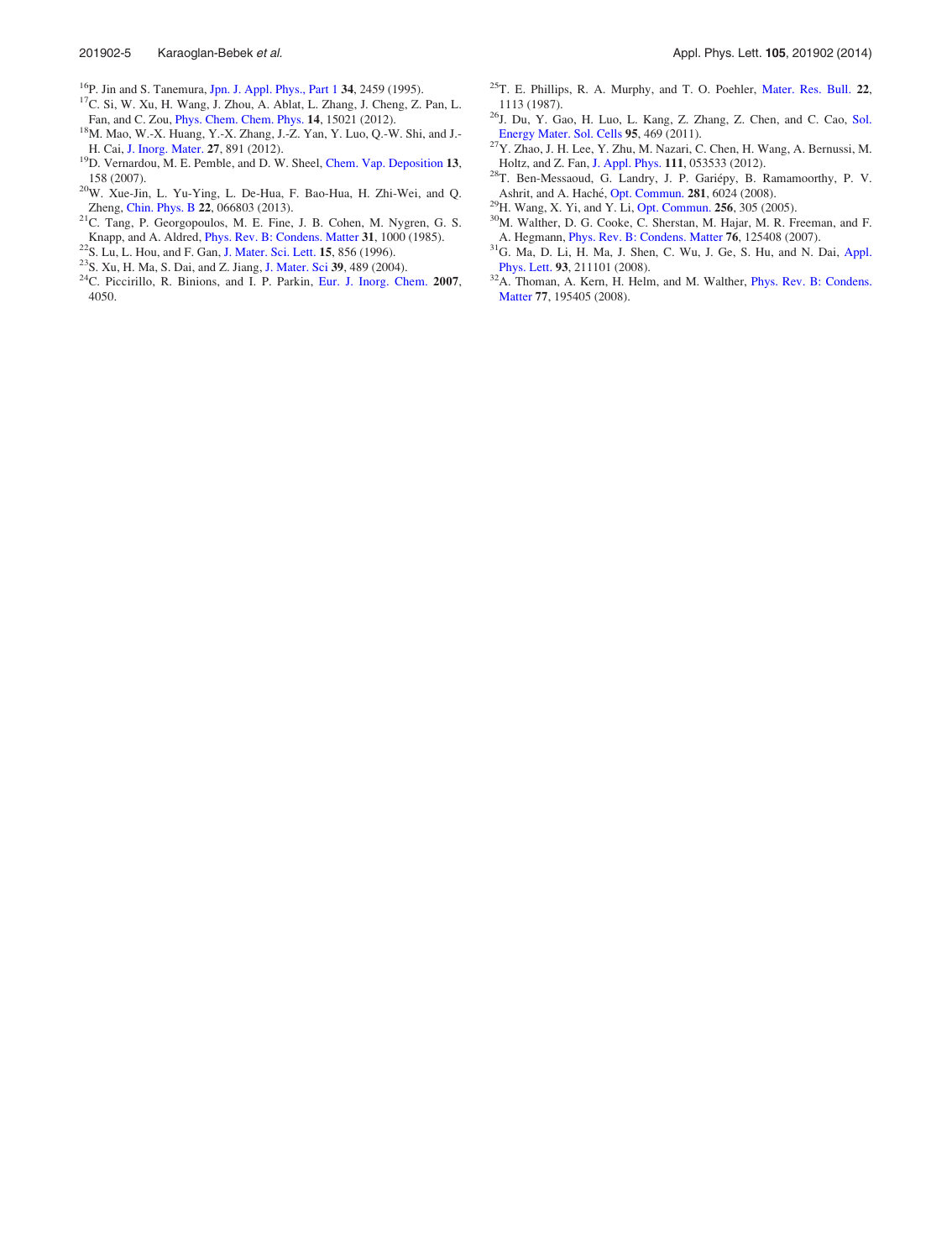[16]P. Jin and S. Tanemura, Jpn. J. Appl. Phys., Part 1 **34**, 2459 (1995).

[17]C. Si, W. Xu, H. Wang, J. Zhou, A. Ablat, L. Zhang, J. Cheng, Z. Pan, L. Fan, and C. Zou, Phys. Chem. Chem. Phys. **14**, 15021 (2012).

[18]M. Mao, W.-X. Huang, Y.-X. Zhang, J.-Z. Yan, Y. Luo, Q.-W. Shi, and J.-H. Cai, J. Inorg. Mater. **27**, 891 (2012).

[19]D. Vernardou, M. E. Pemble, and D. W. Sheel, Chem. Vap. Deposition **13**, 158 (2007).

[20]W. Xue-Jin, L. Yu-Ying, L. De-Hua, F. Bao-Hua, H. Zhi-Wei, and Q. Zheng, Chin. Phys. B **22**, 066803 (2013).

[21]C. Tang, P. Georgopoulos, M. E. Fine, J. B. Cohen, M. Nygren, G. S. Knapp, and A. Aldred, Phys. Rev. B: Condens. Matter **31**, 1000 (1985).

[22]S. Lu, L. Hou, and F. Gan, J. Mater. Sci. Lett. **15**, 856 (1996).

[23]S. Xu, H. Ma, S. Dai, and Z. Jiang, J. Mater. Sci **39**, 489 (2004).

[24]C. Piccirillo, R. Binions, and I. P. Parkin, Eur. J. Inorg. Chem. **2007**, 4050.

[25]T. E. Phillips, R. A. Murphy, and T. O. Poehler, Mater. Res. Bull. **22**, 1113 (1987).

[26]J. Du, Y. Gao, H. Luo, L. Kang, Z. Zhang, Z. Chen, and C. Cao, Sol. Energy Mater. Sol. Cells **95**, 469 (2011).

[27]Y. Zhao, J. H. Lee, Y. Zhu, M. Nazari, C. Chen, H. Wang, A. Bernussi, M. Holtz, and Z. Fan, J. Appl. Phys. **111**, 053533 (2012).

[28]T. Ben-Messaoud, G. Landry, J. P. Gariépy, B. Ramamoorthy, P. V. Ashrit, and A. Haché, Opt. Commun. **281**, 6024 (2008).

[29]H. Wang, X. Yi, and Y. Li, Opt. Commun. **256**, 305 (2005).

[30]M. Walther, D. G. Cooke, C. Sherstan, M. Hajar, M. R. Freeman, and F. A. Hegmann, Phys. Rev. B: Condens. Matter **76**, 125408 (2007).

[31]G. Ma, D. Li, H. Ma, J. Shen, C. Wu, J. Ge, S. Hu, and N. Dai, Appl. Phys. Lett. **93**, 211101 (2008).

[32]A. Thoman, A. Kern, H. Helm, and M. Walther, Phys. Rev. B: Condens. Matter **77**, 195405 (2008).